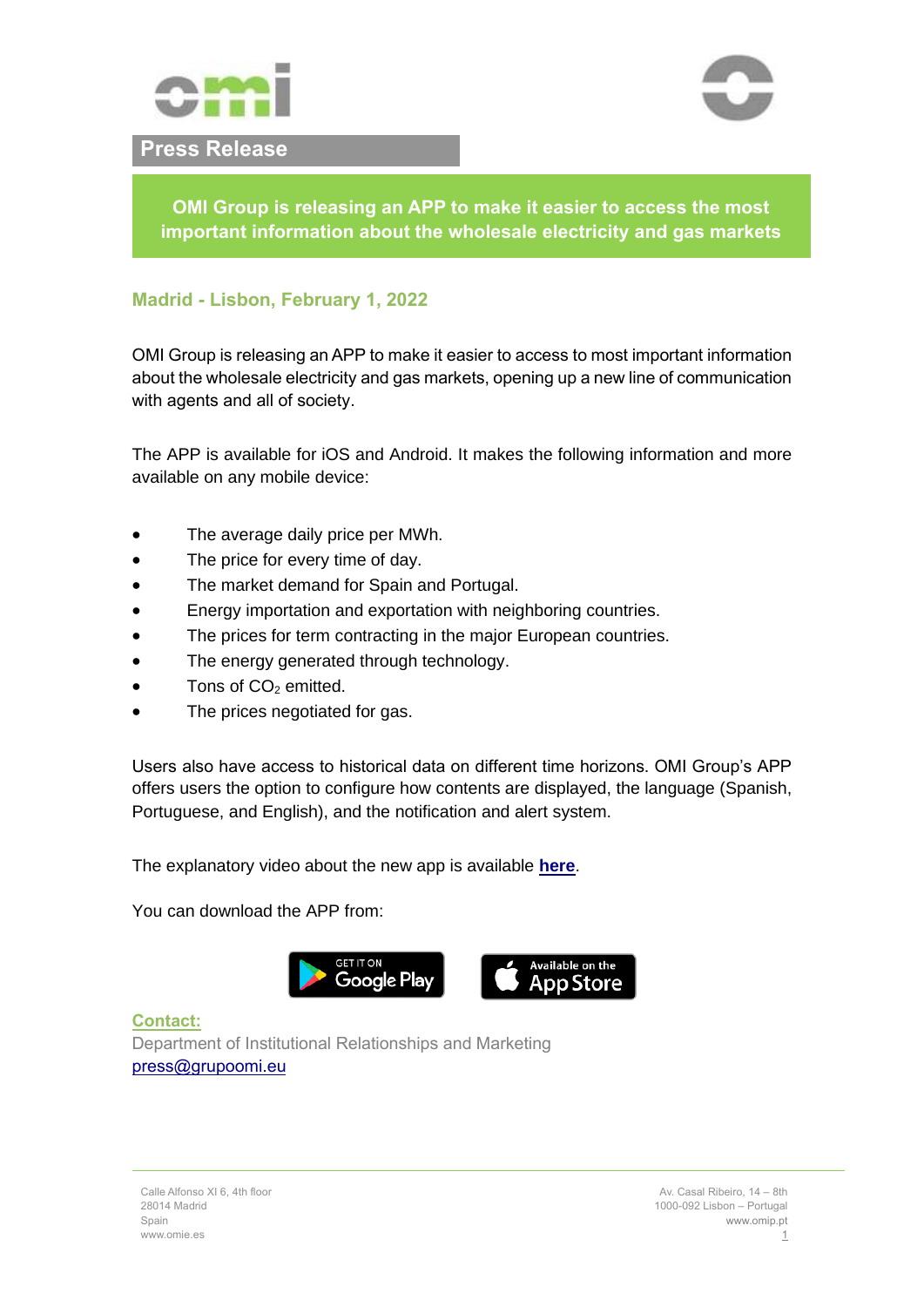**Press Release**

## OMI Group is releasing an APP to make it easier to access the most important information about the wholesale electricity and gas markets

### Madrid - Lisbon, February 1, 2022

OMI Group is releasing an APP to make it easier to access to most important information about the wholesale electricity and gas markets, opening up a new line of communication with agents and all of society.

The APP is available for iOS and Android. It makes the following information and more available on any mobile device:

- The average daily price per MWh.
- The price for every time of day.
- The market demand for Spain and Portugal.
- Energy importation and exportation with neighboring countries.
- The prices for term contracting in the major European countries.
- The energy generated through technology.
- Tons of $CO_2$ emitted.
- The prices negotiated for gas.

Users also have access to historical data on different time horizons. OMI Group's APP offers users the option to configure how contents are displayed, the language (Spanish, Portuguese, and English), and the notification and alert system.

The explanatory video about the new app is available **here**.

You can download the APP from:

GET IT ON Google Play    Available on the App Store

**Contact:**
Department of Institutional Relationships and Marketing
press@grupoomi.eu

Calle Alfonso XI 6, 4th floor
28014 Madrid
Spain
www.omie.es

Av. Casal Ribeiro, 14 – 8th
1000-092 Lisbon – Portugal
www.omip.pt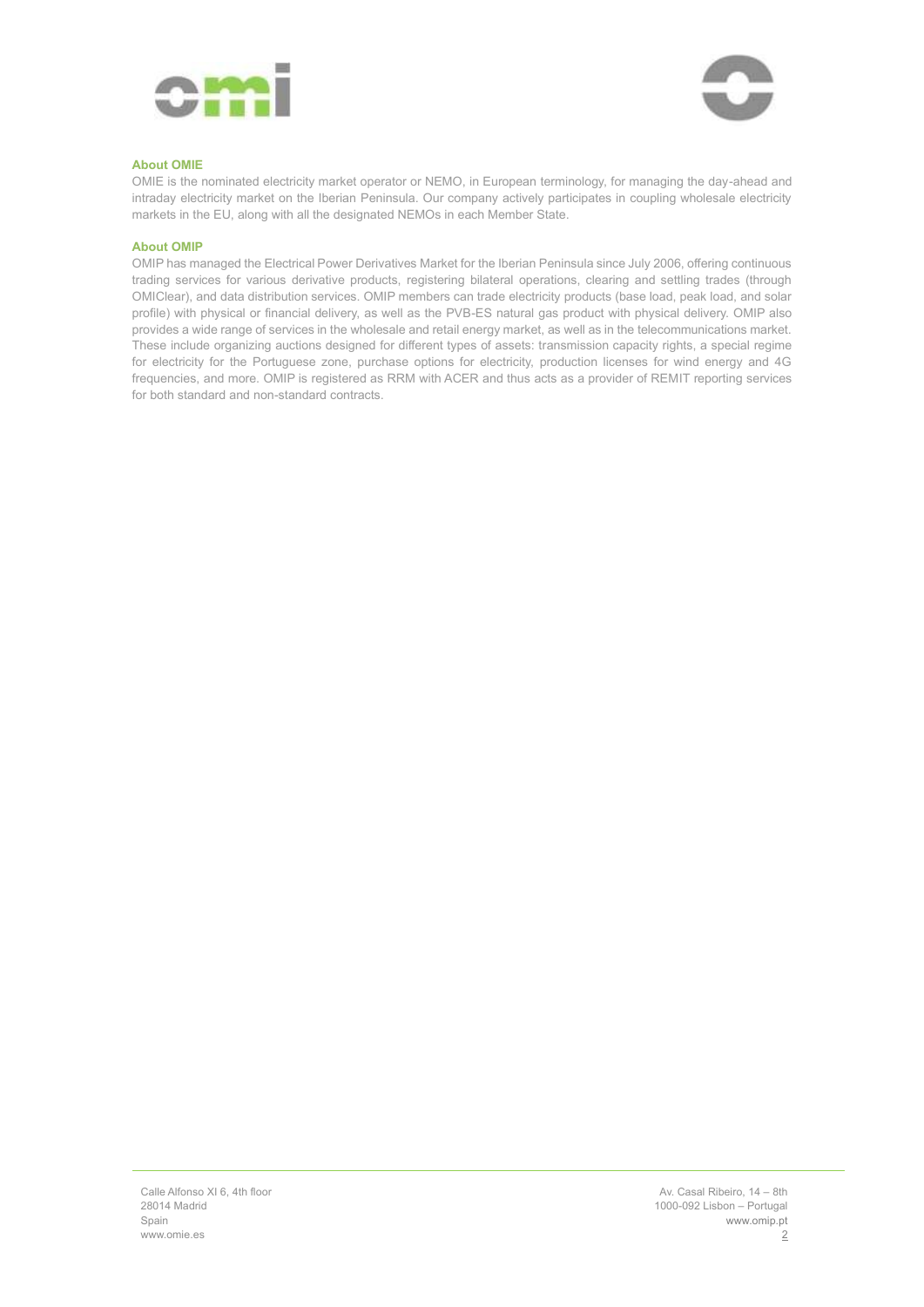**About OMIE**

OMIE is the nominated electricity market operator or NEMO, in European terminology, for managing the day-ahead and intraday electricity market on the Iberian Peninsula. Our company actively participates in coupling wholesale electricity markets in the EU, along with all the designated NEMOs in each Member State.

**About OMIP**

OMIP has managed the Electrical Power Derivatives Market for the Iberian Peninsula since July 2006, offering continuous trading services for various derivative products, registering bilateral operations, clearing and settling trades (through OMIClear), and data distribution services. OMIP members can trade electricity products (base load, peak load, and solar profile) with physical or financial delivery, as well as the PVB-ES natural gas product with physical delivery. OMIP also provides a wide range of services in the wholesale and retail energy market, as well as in the telecommunications market. These include organizing auctions designed for different types of assets: transmission capacity rights, a special regime for electricity for the Portuguese zone, purchase options for electricity, production licenses for wind energy and 4G frequencies, and more. OMIP is registered as RRM with ACER and thus acts as a provider of REMIT reporting services for both standard and non-standard contracts.

Calle Alfonso XI 6, 4th floor
28014 Madrid
Spain
www.omie.es

Av. Casal Ribeiro, 14 – 8th
1000-092 Lisbon – Portugal
www.omip.pt